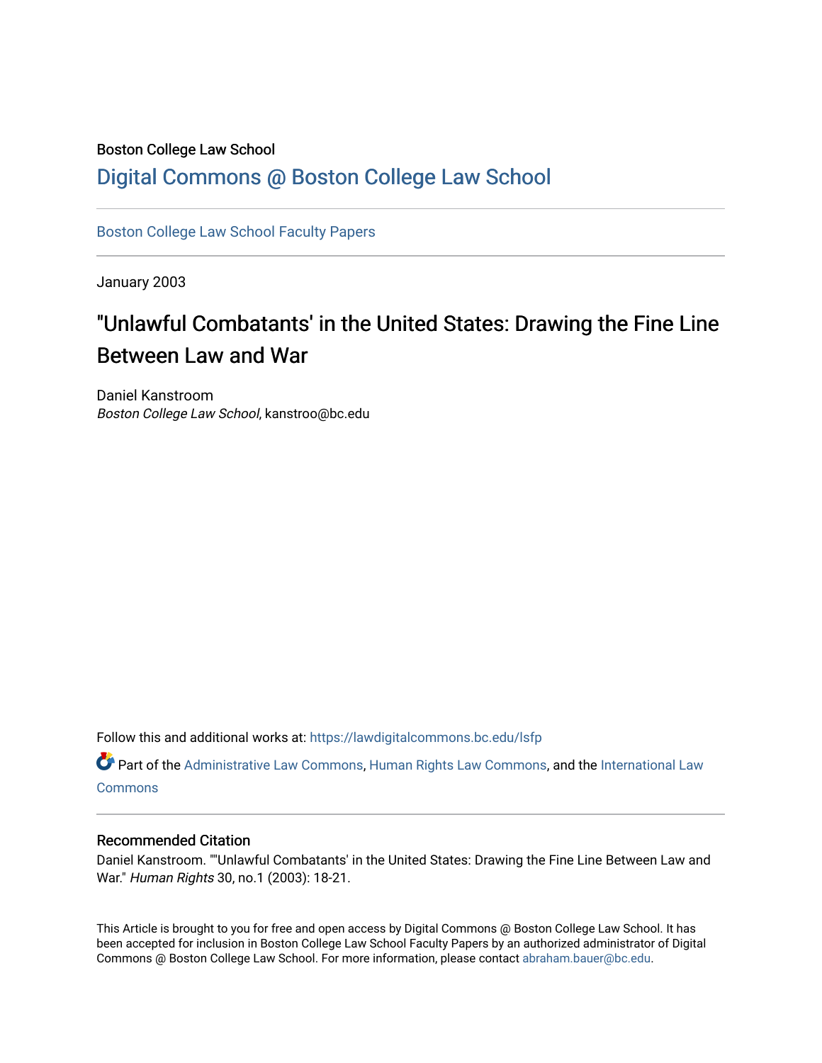Boston College Law School

# Digital Commons @ Boston College Law School

Boston College Law School Faculty Papers

January 2003

## "Unlawful Combatants' in the United States: Drawing the Fine Line Between Law and War

Daniel Kanstroom
*Boston College Law School*, kanstroo@bc.edu

Follow this and additional works at: https://lawdigitalcommons.bc.edu/lsfp

Part of the Administrative Law Commons, Human Rights Law Commons, and the International Law Commons

### Recommended Citation

Daniel Kanstroom. ""Unlawful Combatants' in the United States: Drawing the Fine Line Between Law and War." *Human Rights* 30, no.1 (2003): 18-21.

This Article is brought to you for free and open access by Digital Commons @ Boston College Law School. It has been accepted for inclusion in Boston College Law School Faculty Papers by an authorized administrator of Digital Commons @ Boston College Law School. For more information, please contact abraham.bauer@bc.edu.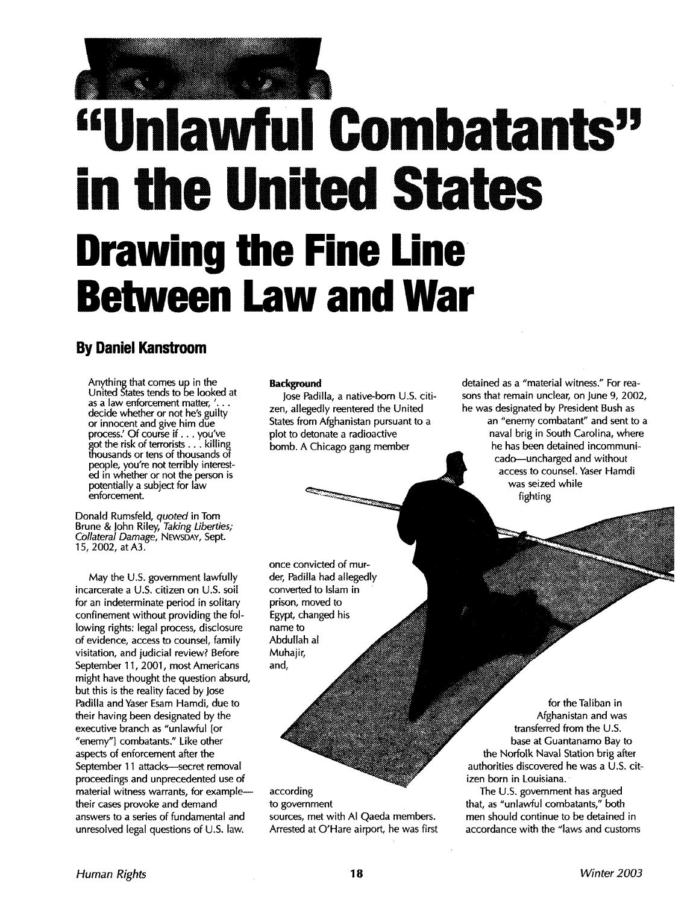# "Unlawful Combatants" in the United States

# Drawing the Fine Line Between Law and War

## By Daniel Kanstroom

> Anything that comes up in the United States tends to be looked at as a law enforcement matter, '. . . decide whether or not he's guilty or innocent and give him due process.' Of course if . . . you've got the risk of terrorists . . . killing thousands or tens of thousands of people, you're not terribly interested in whether or not the person is potentially a subject for law enforcement.

Donald Rumsfeld, *quoted* in Tom Brune & John Riley, *Taking Liberties; Collateral Damage*, NEWSDAY, Sept. 15, 2002, at A3.

May the U.S. government lawfully incarcerate a U.S. citizen on U.S. soil for an indeterminate period in solitary confinement without providing the following rights: legal process, disclosure of evidence, access to counsel, family visitation, and judicial review? Before September 11, 2001, most Americans might have thought the question absurd, but this is the reality faced by Jose Padilla and Yaser Esam Hamdi, due to their having been designated by the executive branch as "unlawful [or "enemy"] combatants." Like other aspects of enforcement after the September 11 attacks—secret removal proceedings and unprecedented use of material witness warrants, for example—their cases provoke and demand answers to a series of fundamental and unresolved legal questions of U.S. law.

### Background

Jose Padilla, a native-born U.S. citizen, allegedly reentered the United States from Afghanistan pursuant to a plot to detonate a radioactive bomb. A Chicago gang member once convicted of murder, Padilla had allegedly converted to Islam in prison, moved to Egypt, changed his name to Abdullah al Muhajir, and, according to government sources, met with Al Qaeda members. Arrested at O'Hare airport, he was first detained as a "material witness." For reasons that remain unclear, on June 9, 2002, he was designated by President Bush as an "enemy combatant" and sent to a naval brig in South Carolina, where he has been detained incommunicado—uncharged and without access to counsel. Yaser Hamdi was seized while fighting for the Taliban in Afghanistan and was transferred from the U.S. base at Guantanamo Bay to the Norfolk Naval Station brig after authorities discovered he was a U.S. citizen born in Louisiana.

The U.S. government has argued that, as "unlawful combatants," both men should continue to be detained in accordance with the "laws and customs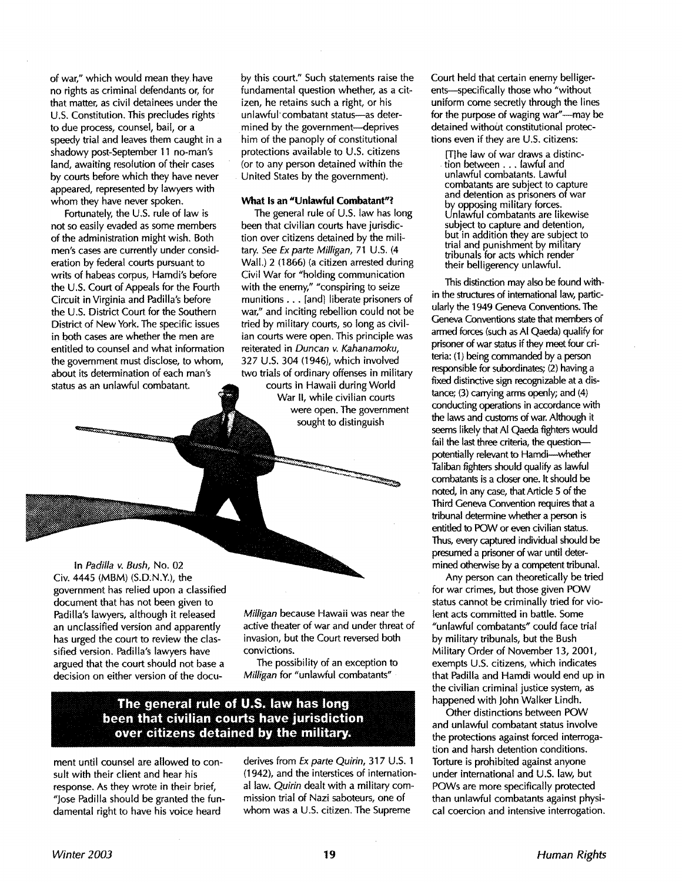of war," which would mean they have no rights as criminal defendants or, for that matter, as civil detainees under the U.S. Constitution. This precludes rights to due process, counsel, bail, or a speedy trial and leaves them caught in a shadowy post-September 11 no-man's land, awaiting resolution of their cases by courts before which they have never appeared, represented by lawyers with whom they have never spoken.

Fortunately, the U.S. rule of law is not so easily evaded as some members of the administration might wish. Both men's cases are currently under consideration by federal courts pursuant to writs of habeas corpus, Hamdi's before the U.S. Court of Appeals for the Fourth Circuit in Virginia and Padilla's before the U.S. District Court for the Southern District of New York. The specific issues in both cases are whether the men are entitled to counsel and what information the government must disclose, to whom, about its determination of each man's status as an unlawful combatant.

In *Padilla v. Bush*, No. 02 Civ. 4445 (MBM) (S.D.N.Y.), the government has relied upon a classified document that has not been given to Padilla's lawyers, although it released an unclassified version and apparently has urged the court to review the classified version. Padilla's lawyers have argued that the court should not base a decision on either version of the document until counsel are allowed to consult with their client and hear his response. As they wrote in their brief, "Jose Padilla should be granted the fundamental right to have his voice heard by this court." Such statements raise the fundamental question whether, as a citizen, he retains such a right, or his unlawful combatant status—as determined by the government—deprives him of the panoply of constitutional protections available to U.S. citizens (or to any person detained within the United States by the government).

### What Is an "Unlawful Combatant"?

The general rule of U.S. law has long been that civilian courts have jurisdiction over citizens detained by the military. *See Ex parte Milligan*, 71 U.S. (4 Wall.) 2 (1866) (a citizen arrested during Civil War for "holding communication with the enemy," "conspiring to seize munitions . . . [and] liberate prisoners of war," and inciting rebellion could not be tried by military courts, so long as civilian courts were open. This principle was reiterated in *Duncan v. Kahanamoku*, 327 U.S. 304 (1946), which involved two trials of ordinary offenses in military courts in Hawaii during World War II, while civilian courts were open. The government sought to distinguish *Milligan* because Hawaii was near the active theater of war and under threat of invasion, but the Court reversed both convictions.

**The general rule of U.S. law has long been that civilian courts have jurisdiction over citizens detained by the military.**

The possibility of an exception to *Milligan* for "unlawful combatants" derives from *Ex parte Quirin*, 317 U.S. 1 (1942), and the interstices of international law. *Quirin* dealt with a military commission trial of Nazi saboteurs, one of whom was a U.S. citizen. The Supreme Court held that certain enemy belligerents—specifically those who "without uniform come secretly through the lines for the purpose of waging war"—may be detained without constitutional protections even if they are U.S. citizens:

> [T]he law of war draws a distinction between . . . lawful and unlawful combatants. Lawful combatants are subject to capture and detention as prisoners of war by opposing military forces. Unlawful combatants are likewise subject to capture and detention, but in addition they are subject to trial and punishment by military tribunals for acts which render their belligerency unlawful.

This distinction may also be found within the structures of international law, particularly the 1949 Geneva Conventions. The Geneva Conventions state that members of armed forces (such as Al Qaeda) qualify for prisoner of war status if they meet four criteria: (1) being commanded by a person responsible for subordinates; (2) having a fixed distinctive sign recognizable at a distance; (3) carrying arms openly; and (4) conducting operations in accordance with the laws and customs of war. Although it seems likely that Al Qaeda fighters would fail the last three criteria, the question—potentially relevant to Hamdi—whether Taliban fighters should qualify as lawful combatants is a closer one. It should be noted, in any case, that Article 5 of the Third Geneva Convention requires that a tribunal determine whether a person is entitled to POW or even civilian status. Thus, every captured individual should be presumed a prisoner of war until determined otherwise by a competent tribunal.

Any person can theoretically be tried for war crimes, but those given POW status cannot be criminally tried for violent acts committed in battle. Some "unlawful combatants" could face trial by military tribunals, but the Bush Military Order of November 13, 2001, exempts U.S. citizens, which indicates that Padilla and Hamdi would end up in the civilian criminal justice system, as happened with John Walker Lindh.

Other distinctions between POW and unlawful combatant status involve the protections against forced interrogation and harsh detention conditions. Torture is prohibited against anyone under international and U.S. law, but POWs are more specifically protected than unlawful combatants against physical coercion and intensive interrogation.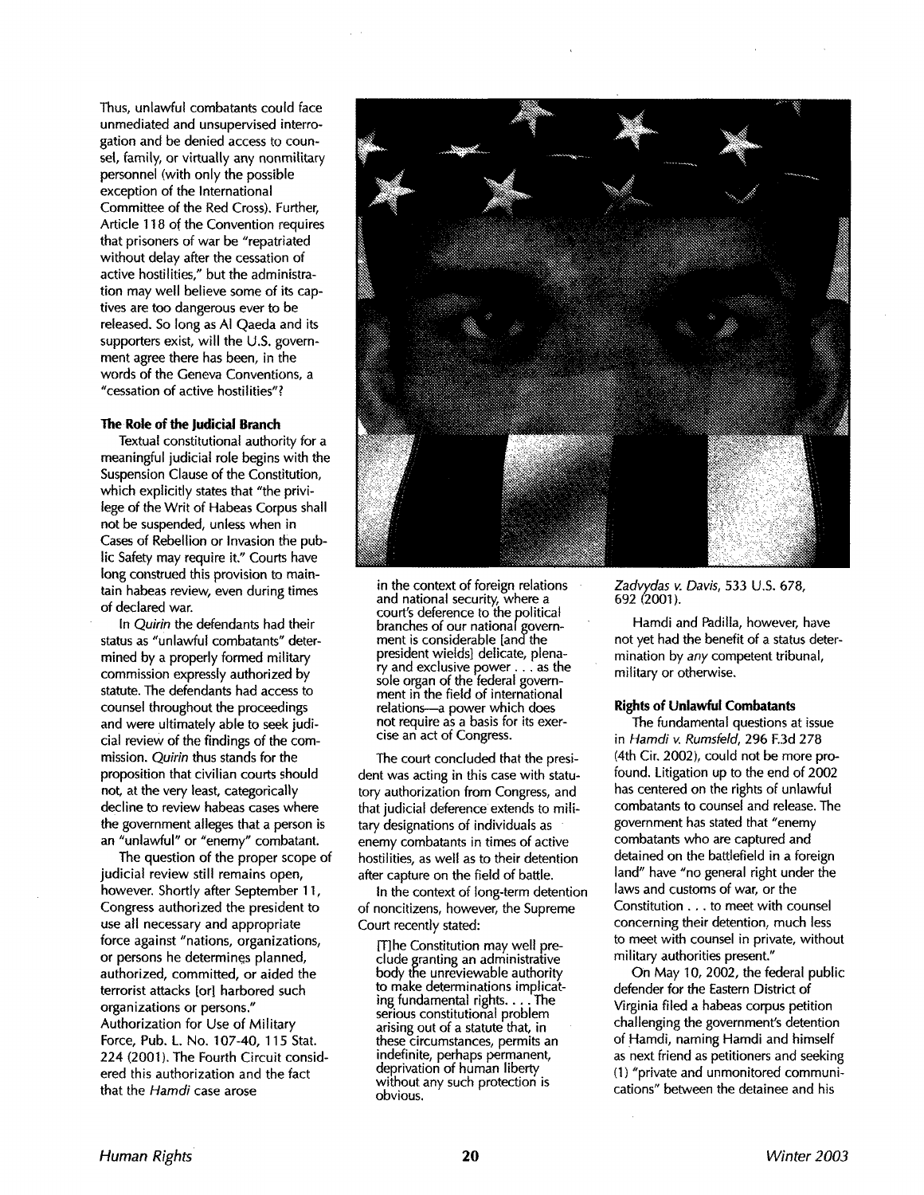Thus, unlawful combatants could face unmediated and unsupervised interrogation and be denied access to counsel, family, or virtually any nonmilitary personnel (with only the possible exception of the International Committee of the Red Cross). Further, Article 118 of the Convention requires that prisoners of war be "repatriated without delay after the cessation of active hostilities," but the administration may well believe some of its captives are too dangerous ever to be released. So long as Al Qaeda and its supporters exist, will the U.S. government agree there has been, in the words of the Geneva Conventions, a "cessation of active hostilities"?

### The Role of the Judicial Branch

Textual constitutional authority for a meaningful judicial role begins with the Suspension Clause of the Constitution, which explicitly states that "the privilege of the Writ of Habeas Corpus shall not be suspended, unless when in Cases of Rebellion or Invasion the public Safety may require it." Courts have long construed this provision to maintain habeas review, even during times of declared war.

In *Quirin* the defendants had their status as "unlawful combatants" determined by a properly formed military commission expressly authorized by statute. The defendants had access to counsel throughout the proceedings and were ultimately able to seek judicial review of the findings of the commission. *Quirin* thus stands for the proposition that civilian courts should not, at the very least, categorically decline to review habeas cases where the government alleges that a person is an "unlawful" or "enemy" combatant.

The question of the proper scope of judicial review still remains open, however. Shortly after September 11, Congress authorized the president to use all necessary and appropriate force against "nations, organizations, or persons he determines planned, authorized, committed, or aided the terrorist attacks [or] harbored such organizations or persons." Authorization for Use of Military Force, Pub. L. No. 107-40, 115 Stat. 224 (2001). The Fourth Circuit considered this authorization and the fact that the *Hamdi* case arose

> in the context of foreign relations and national security, where a court's deference to the political branches of our national government is considerable [and the president wields] delicate, plenary and exclusive power . . . as the sole organ of the federal government in the field of international relations—a power which does not require as a basis for its exercise an act of Congress.

The court concluded that the president was acting in this case with statutory authorization from Congress, and that judicial deference extends to military designations of individuals as enemy combatants in times of active hostilities, as well as to their detention after capture on the field of battle.

In the context of long-term detention of noncitizens, however, the Supreme Court recently stated:

> [T]he Constitution may well preclude granting an administrative body the unreviewable authority to make determinations implicating fundamental rights. . . . The serious constitutional problem arising out of a statute that, in these circumstances, permits an indefinite, perhaps permanent, deprivation of human liberty without any such protection is obvious.

*Zadvydas v. Davis*, 533 U.S. 678, 692 (2001).

Hamdi and Padilla, however, have not yet had the benefit of a status determination by *any* competent tribunal, military or otherwise.

### Rights of Unlawful Combatants

The fundamental questions at issue in *Hamdi v. Rumsfeld*, 296 F.3d 278 (4th Cir. 2002), could not be more profound. Litigation up to the end of 2002 has centered on the rights of unlawful combatants to counsel and release. The government has stated that "enemy combatants who are captured and detained on the battlefield in a foreign land" have "no general right under the laws and customs of war, or the Constitution . . . to meet with counsel concerning their detention, much less to meet with counsel in private, without military authorities present."

On May 10, 2002, the federal public defender for the Eastern District of Virginia filed a habeas corpus petition challenging the government's detention of Hamdi, naming Hamdi and himself as next friend as petitioners and seeking (1) "private and unmonitored communications" between the detainee and his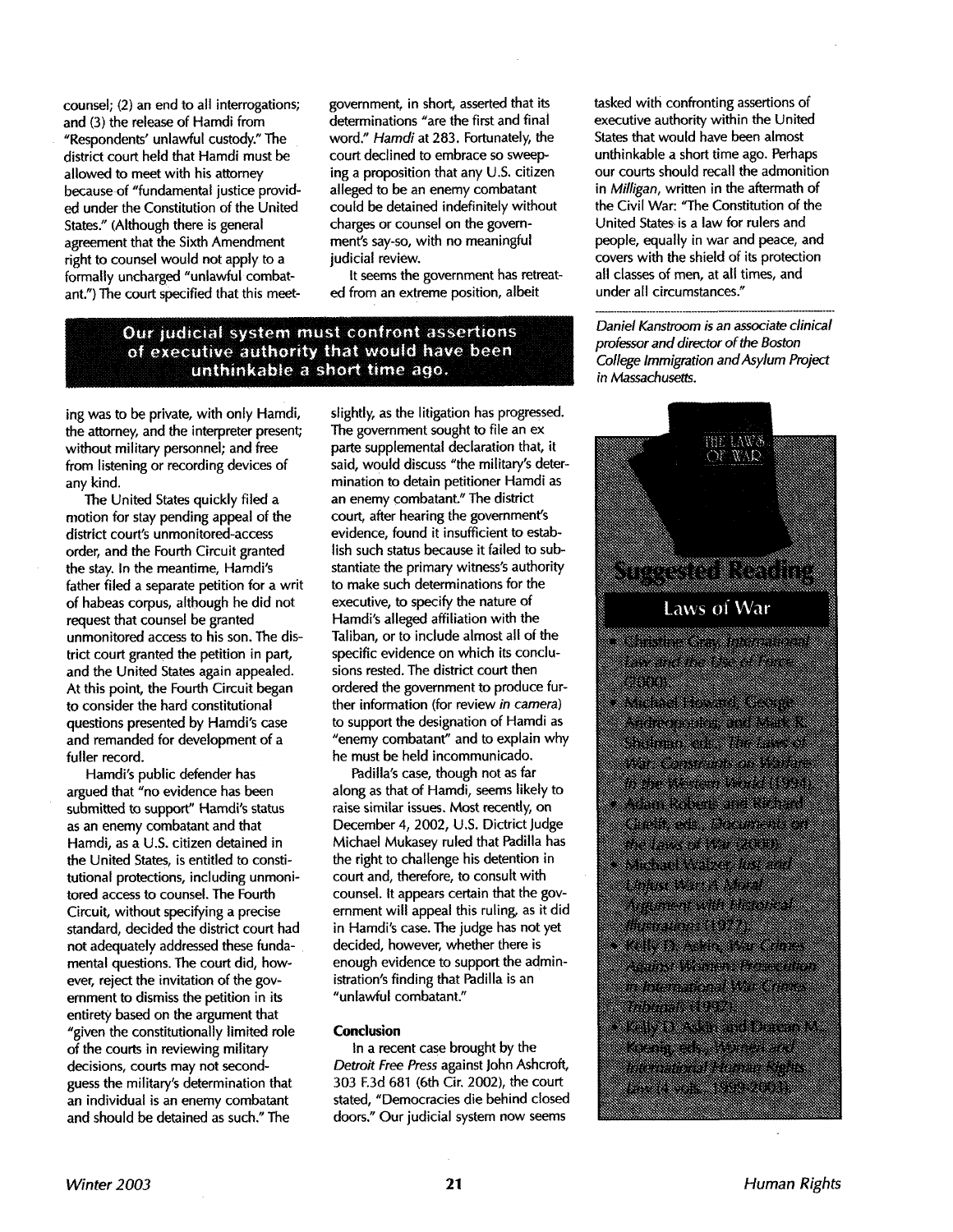counsel; (2) an end to all interrogations; and (3) the release of Hamdi from "Respondents' unlawful custody." The district court held that Hamdi must be allowed to meet with his attorney because of "fundamental justice provided under the Constitution of the United States." (Although there is general agreement that the Sixth Amendment right to counsel would not apply to a formally uncharged "unlawful combatant.") The court specified that this meeting was to be private, with only Hamdi, the attorney, and the interpreter present; without military personnel; and free from listening or recording devices of any kind.

The United States quickly filed a motion for stay pending appeal of the district court's unmonitored-access order, and the Fourth Circuit granted the stay. In the meantime, Hamdi's father filed a separate petition for a writ of habeas corpus, although he did not request that counsel be granted unmonitored access to his son. The district court granted the petition in part, and the United States again appealed. At this point, the Fourth Circuit began to consider the hard constitutional questions presented by Hamdi's case and remanded for development of a fuller record.

Hamdi's public defender has argued that "no evidence has been submitted to support" Hamdi's status as an enemy combatant and that Hamdi, as a U.S. citizen detained in the United States, is entitled to constitutional protections, including unmonitored access to counsel. The Fourth Circuit, without specifying a precise standard, decided the district court had not adequately addressed these fundamental questions. The court did, however, reject the invitation of the government to dismiss the petition in its entirety based on the argument that "given the constitutionally limited role of the courts in reviewing military decisions, courts may not second-guess the military's determination that an individual is an enemy combatant and should be detained as such." The government, in short, asserted that its determinations "are the first and final word." *Hamdi* at 283. Fortunately, the court declined to embrace so sweeping a proposition that any U.S. citizen alleged to be an enemy combatant could be detained indefinitely without charges or counsel on the government's say-so, with no meaningful judicial review.

It seems the government has retreated from an extreme position, albeit slightly, as the litigation has progressed. The government sought to file an ex parte supplemental declaration that, it said, would discuss "the military's determination to detain petitioner Hamdi as an enemy combatant." The district court, after hearing the government's evidence, found it insufficient to establish such status because it failed to substantiate the primary witness's authority to make such determinations for the executive, to specify the nature of Hamdi's alleged affiliation with the Taliban, or to include almost all of the specific evidence on which its conclusions rested. The district court then ordered the government to produce further information (for review *in camera*) to support the designation of Hamdi as "enemy combatant" and to explain why he must be held incommunicado.

**Our judicial system must confront assertions of executive authority that would have been unthinkable a short time ago.**

Padilla's case, though not as far along as that of Hamdi, seems likely to raise similar issues. Most recently, on December 4, 2002, U.S. Dictrict Judge Michael Mukasey ruled that Padilla has the right to challenge his detention in court and, therefore, to consult with counsel. It appears certain that the government will appeal this ruling, as it did in Hamdi's case. The judge has not yet decided, however, whether there is enough evidence to support the administration's finding that Padilla is an "unlawful combatant."

## Conclusion

In a recent case brought by the *Detroit Free Press* against John Ashcroft, 303 F.3d 681 (6th Cir. 2002), the court stated, "Democracies die behind closed doors." Our judicial system now seems tasked with confronting assertions of executive authority within the United States that would have been almost unthinkable a short time ago. Perhaps our courts should recall the admonition in *Milligan*, written in the aftermath of the Civil War: "The Constitution of the United States is a law for rulers and people, equally in war and peace, and covers with the shield of its protection all classes of men, at all times, and under all circumstances."

*Daniel Kanstroom is an associate clinical professor and director of the Boston College Immigration and Asylum Project in Massachusetts.*

## Suggested Reading

### Laws of War

- Christine Gray, *International Law and the Use of Force* (2000).
- Michael Howard, George Andreopoulos, and Mark R. Shulman, eds., *The Laws of War: Constraints on Warfare in the Western World* (1994).
- Adam Roberts and Richard Guelff, eds., *Documents on the Laws of War* (2000).
- Michael Walzer, *Just and Unjust Wars: A Moral Argument with Historical Illustrations* (1977).
- Kelly D. Askin, *War Crimes Against Women: Prosecution in International War Crimes Tribunals* (1997).
- Kelly D. Askin and Dorean M. Koenig, eds., *Women and International Human Rights Law* (4 vols., 1999–2001).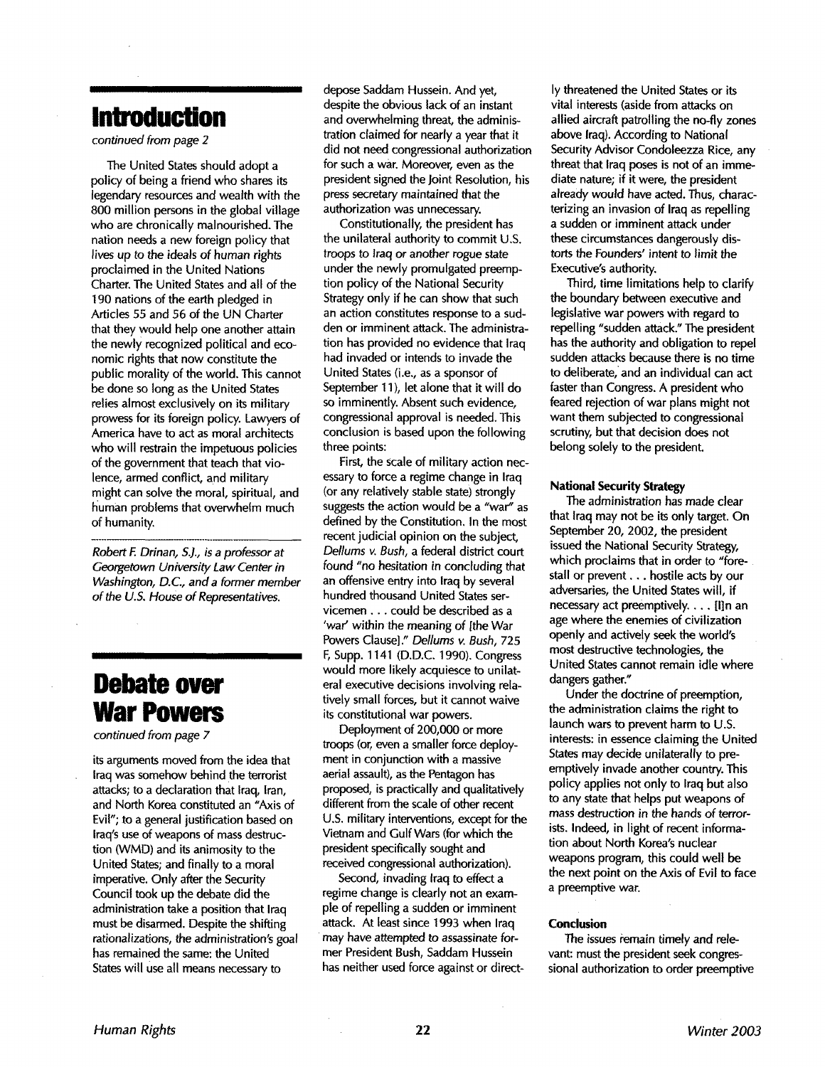# Introduction

*continued from page 2*

The United States should adopt a policy of being a friend who shares its legendary resources and wealth with the 800 million persons in the global village who are chronically malnourished. The nation needs a new foreign policy that lives up to the ideals of human rights proclaimed in the United Nations Charter. The United States and all of the 190 nations of the earth pledged in Articles 55 and 56 of the UN Charter that they would help one another attain the newly recognized political and economic rights that now constitute the public morality of the world. This cannot be done so long as the United States relies almost exclusively on its military prowess for its foreign policy. Lawyers of America have to act as moral architects who will restrain the impetuous policies of the government that teach that violence, armed conflict, and military might can solve the moral, spiritual, and human problems that overwhelm much of humanity.

*Robert F. Drinan, S.J., is a professor at Georgetown University Law Center in Washington, D.C., and a former member of the U.S. House of Representatives.*

# Debate over War Powers

*continued from page 7*

its arguments moved from the idea that Iraq was somehow behind the terrorist attacks; to a declaration that Iraq, Iran, and North Korea constituted an "Axis of Evil"; to a general justification based on Iraq's use of weapons of mass destruction (WMD) and its animosity to the United States; and finally to a moral imperative. Only after the Security Council took up the debate did the administration take a position that Iraq must be disarmed. Despite the shifting rationalizations, the administration's goal has remained the same: the United States will use all means necessary to depose Saddam Hussein. And yet, despite the obvious lack of an instant and overwhelming threat, the administration claimed for nearly a year that it did not need congressional authorization for such a war. Moreover, even as the president signed the Joint Resolution, his press secretary maintained that the authorization was unnecessary.

Constitutionally, the president has the unilateral authority to commit U.S. troops to Iraq or another rogue state under the newly promulgated preemption policy of the National Security Strategy only if he can show that such an action constitutes response to a sudden or imminent attack. The administration has provided no evidence that Iraq had invaded or intends to invade the United States (i.e., as a sponsor of September 11), let alone that it will do so imminently. Absent such evidence, congressional approval is needed. This conclusion is based upon the following three points:

First, the scale of military action necessary to force a regime change in Iraq (or any relatively stable state) strongly suggests the action would be a "war" as defined by the Constitution. In the most recent judicial opinion on the subject, *Dellums v. Bush*, a federal district court found "no hesitation in concluding that an offensive entry into Iraq by several hundred thousand United States servicemen . . . could be described as a 'war' within the meaning of [the War Powers Clause]." *Dellums v. Bush*, 725 F. Supp. 1141 (D.D.C. 1990). Congress would more likely acquiesce to unilateral executive decisions involving relatively small forces, but it cannot waive its constitutional war powers.

Deployment of 200,000 or more troops (or, even a smaller force deployment in conjunction with a massive aerial assault), as the Pentagon has proposed, is practically and qualitatively different from the scale of other recent U.S. military interventions, except for the Vietnam and Gulf Wars (for which the president specifically sought and received congressional authorization).

Second, invading Iraq to effect a regime change is clearly not an example of repelling a sudden or imminent attack. At least since 1993 when Iraq may have attempted to assassinate former President Bush, Saddam Hussein has neither used force against or directly threatened the United States or its vital interests (aside from attacks on allied aircraft patrolling the no-fly zones above Iraq). According to National Security Advisor Condoleezza Rice, any threat that Iraq poses is not of an immediate nature; if it were, the president already would have acted. Thus, characterizing an invasion of Iraq as repelling a sudden or imminent attack under these circumstances dangerously distorts the Founders' intent to limit the Executive's authority.

Third, time limitations help to clarify the boundary between executive and legislative war powers with regard to repelling "sudden attack." The president has the authority and obligation to repel sudden attacks because there is no time to deliberate, and an individual can act faster than Congress. A president who feared rejection of war plans might not want them subjected to congressional scrutiny, but that decision does not belong solely to the president.

### National Security Strategy

The administration has made clear that Iraq may not be its only target. On September 20, 2002, the president issued the National Security Strategy, which proclaims that in order to "forestall or prevent . . . hostile acts by our adversaries, the United States will, if necessary act preemptively. . . . [I]n an age where the enemies of civilization openly and actively seek the world's most destructive technologies, the United States cannot remain idle where dangers gather."

Under the doctrine of preemption, the administration claims the right to launch wars to prevent harm to U.S. interests: in essence claiming the United States may decide unilaterally to preemptively invade another country. This policy applies not only to Iraq but also to any state that helps put weapons of mass destruction in the hands of terrorists. Indeed, in light of recent information about North Korea's nuclear weapons program, this could well be the next point on the Axis of Evil to face a preemptive war.

### Conclusion

The issues remain timely and relevant: must the president seek congressional authorization to order preemptive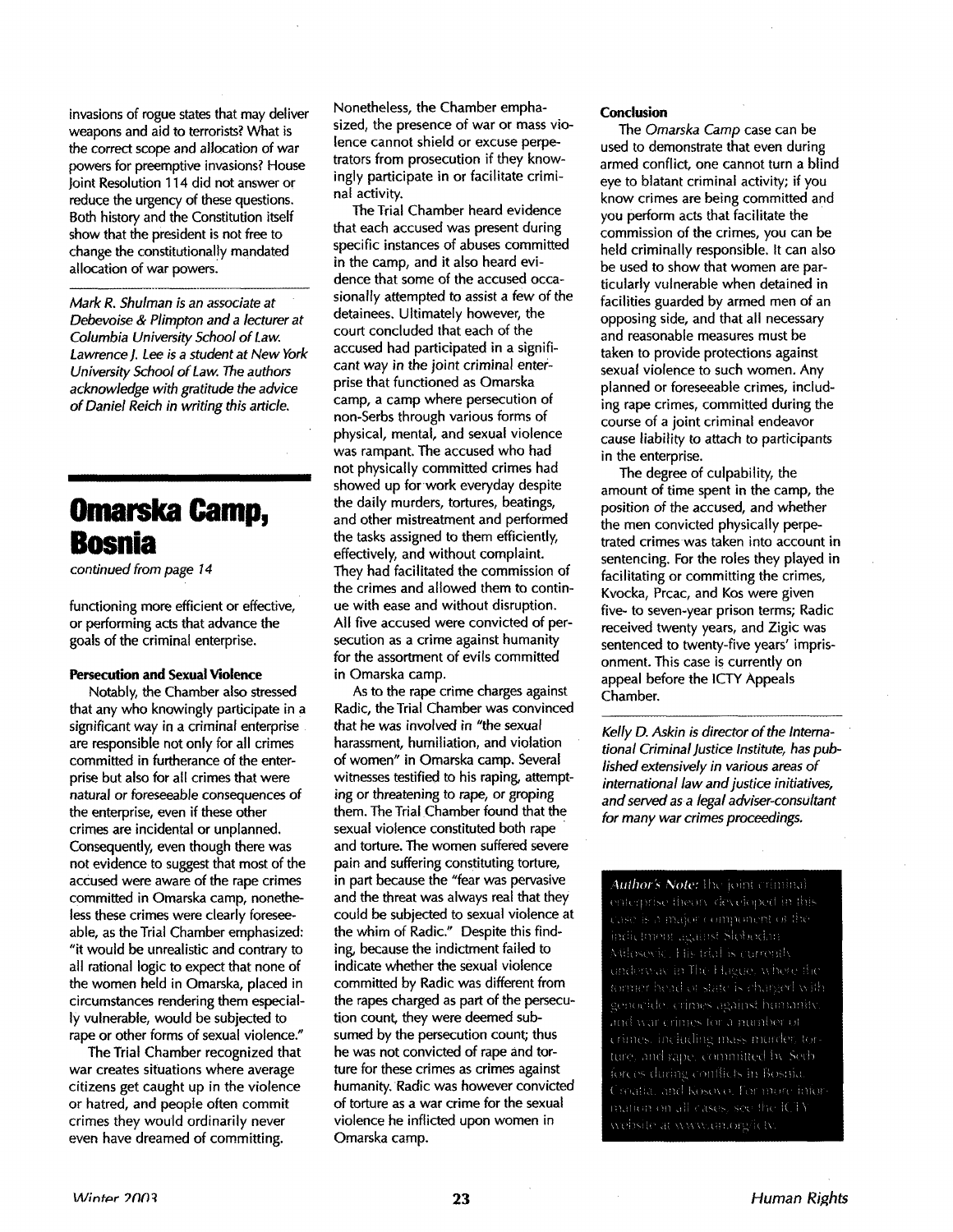invasions of rogue states that may deliver weapons and aid to terrorists? What is the correct scope and allocation of war powers for preemptive invasions? House Joint Resolution 114 did not answer or reduce the urgency of these questions. Both history and the Constitution itself show that the president is not free to change the constitutionally mandated allocation of war powers.

---

*Mark R. Shulman is an associate at Debevoise & Plimpton and a lecturer at Columbia University School of Law. Lawrence J. Lee is a student at New York University School of Law. The authors acknowledge with gratitude the advice of Daniel Reich in writing this article.*

# Omarska Camp, Bosnia

*continued from page 14*

functioning more efficient or effective, or performing acts that advance the goals of the criminal enterprise.

### Persecution and Sexual Violence

Notably, the Chamber also stressed that any who knowingly participate in a significant way in a criminal enterprise are responsible not only for all crimes committed in furtherance of the enterprise but also for all crimes that were natural or foreseeable consequences of the enterprise, even if these other crimes are incidental or unplanned. Consequently, even though there was not evidence to suggest that most of the accused were aware of the rape crimes committed in Omarska camp, nonetheless these crimes were clearly foreseeable, as the Trial Chamber emphasized: "it would be unrealistic and contrary to all rational logic to expect that none of the women held in Omarska, placed in circumstances rendering them especially vulnerable, would be subjected to rape or other forms of sexual violence."

The Trial Chamber recognized that war creates situations where average citizens get caught up in the violence or hatred, and people often commit crimes they would ordinarily never even have dreamed of committing. Nonetheless, the Chamber emphasized, the presence of war or mass violence cannot shield or excuse perpetrators from prosecution if they knowingly participate in or facilitate criminal activity.

The Trial Chamber heard evidence that each accused was present during specific instances of abuses committed in the camp, and it also heard evidence that some of the accused occasionally attempted to assist a few of the detainees. Ultimately however, the court concluded that each of the accused had participated in a significant way in the joint criminal enterprise that functioned as Omarska camp, a camp where persecution of non-Serbs through various forms of physical, mental, and sexual violence was rampant. The accused who had not physically committed crimes had showed up for work everyday despite the daily murders, tortures, beatings, and other mistreatment and performed the tasks assigned to them efficiently, effectively, and without complaint. They had facilitated the commission of the crimes and allowed them to continue with ease and without disruption. All five accused were convicted of persecution as a crime against humanity for the assortment of evils committed in Omarska camp.

As to the rape crime charges against Radic, the Trial Chamber was convinced that he was involved in "the sexual harassment, humiliation, and violation of women" in Omarska camp. Several witnesses testified to his raping, attempting or threatening to rape, or groping them. The Trial Chamber found that the sexual violence constituted both rape and torture. The women suffered severe pain and suffering constituting torture, in part because the "fear was pervasive and the threat was always real that they could be subjected to sexual violence at the whim of Radic." Despite this finding, because the indictment failed to indicate whether the sexual violence committed by Radic was different from the rapes charged as part of the persecution count, they were deemed subsumed by the persecution count; thus he was not convicted of rape and torture for these crimes as crimes against humanity. Radic was however convicted of torture as a war crime for the sexual violence he inflicted upon women in Omarska camp.

### Conclusion

The *Omarska Camp* case can be used to demonstrate that even during armed conflict, one cannot turn a blind eye to blatant criminal activity; if you know crimes are being committed and you perform acts that facilitate the commission of the crimes, you can be held criminally responsible. It can also be used to show that women are particularly vulnerable when detained in facilities guarded by armed men of an opposing side, and that all necessary and reasonable measures must be taken to provide protections against sexual violence to such women. Any planned or foreseeable crimes, including rape crimes, committed during the course of a joint criminal endeavor cause liability to attach to participants in the enterprise.

The degree of culpability, the amount of time spent in the camp, the position of the accused, and whether the men convicted physically perpetrated crimes was taken into account in sentencing. For the roles they played in facilitating or committing the crimes, Kvocka, Prcac, and Kos were given five- to seven-year prison terms; Radic received twenty years, and Zigic was sentenced to twenty-five years' imprisonment. This case is currently on appeal before the ICTY Appeals Chamber.

---

*Kelly D. Askin is director of the International Criminal Justice Institute, has published extensively in various areas of international law and justice initiatives, and served as a legal adviser-consultant for many war crimes proceedings.*

**Author's Note:** The joint criminal enterprise theory developed in this case is a major component of the indictment against Slobodan Milosevic. His trial is currently underway in The Hague, where the former head of state is charged with genocide, crimes against humanity, and war crimes for a number of crimes, including mass murder, torture, and rape, committed by Serb forces during conflicts in Bosnia, Croatia, and Kosovo. For more information on all cases, see the ICTY website at www.un.org/icty.